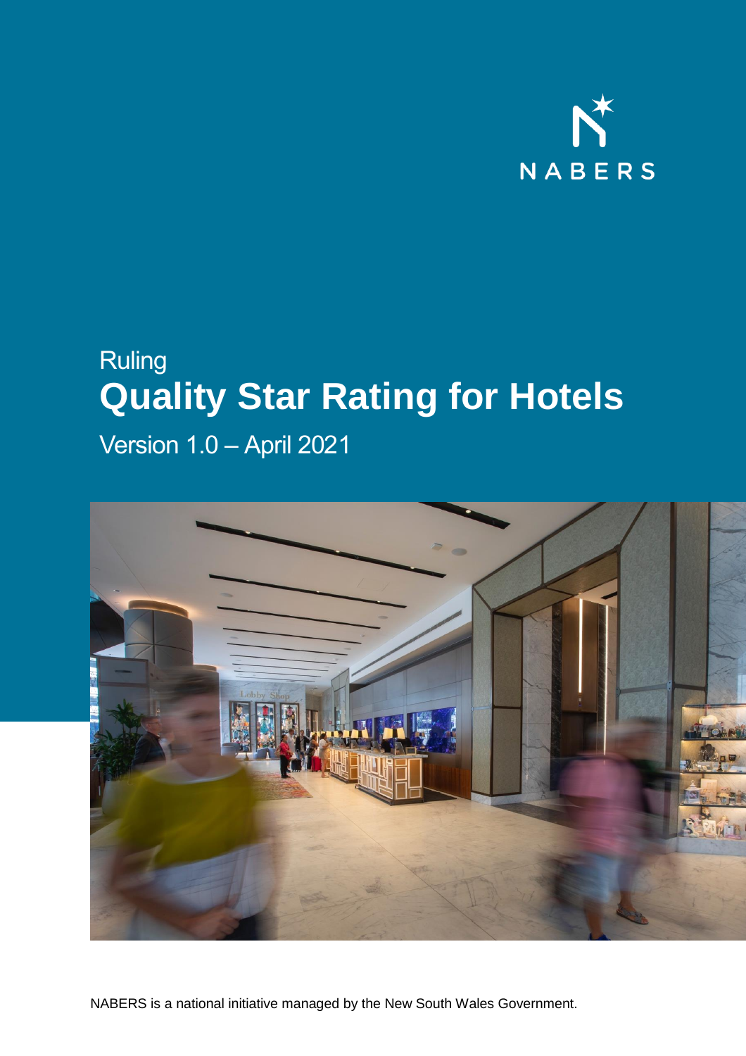NABERS

Ruling

# Quality Star Rating for Hotels

Version 1.0 – April 2021

NABERS is a national initiative managed by the New South Wales Government.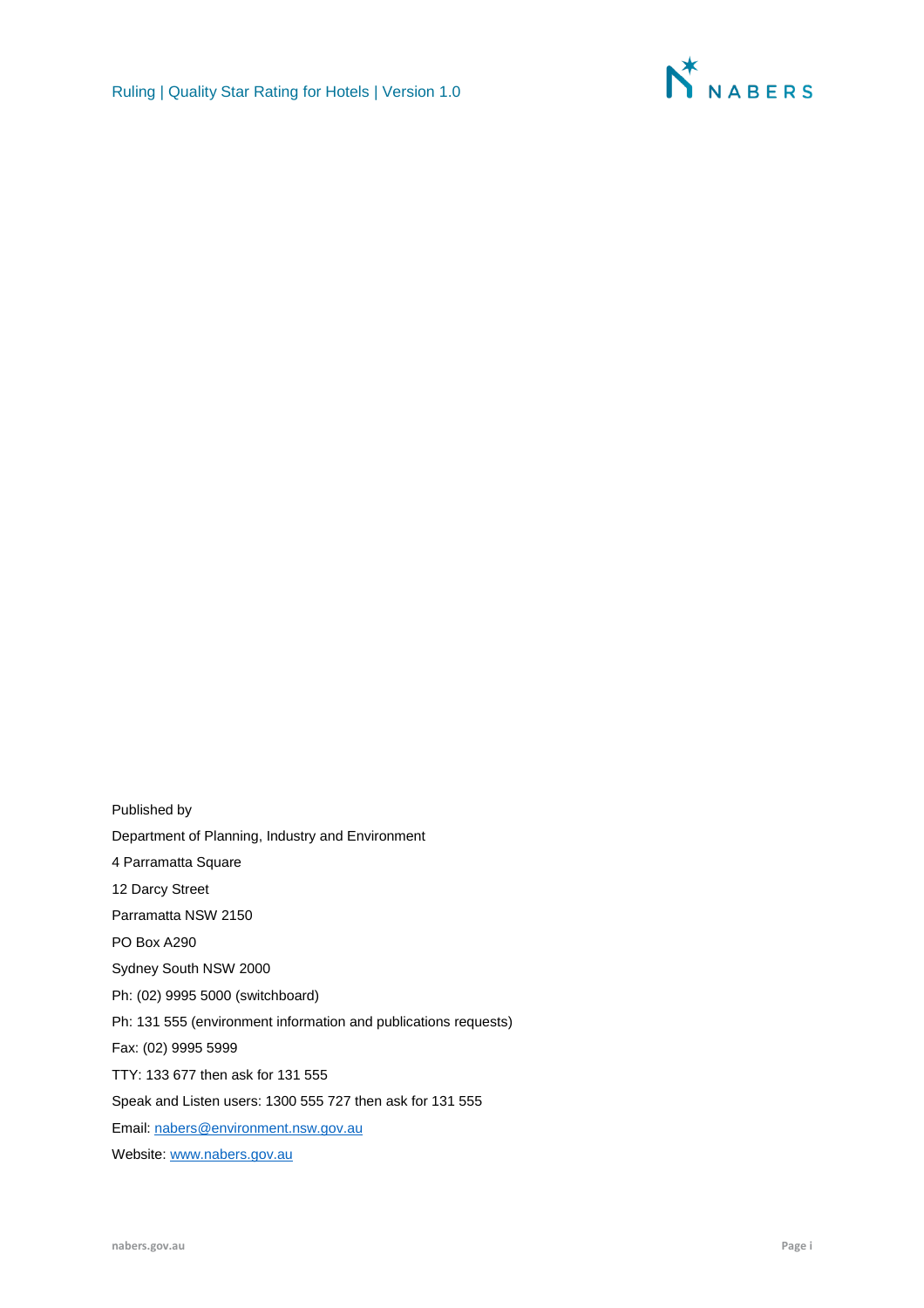Published by

Department of Planning, Industry and Environment

4 Parramatta Square

12 Darcy Street

Parramatta NSW 2150

PO Box A290

Sydney South NSW 2000

Ph: (02) 9995 5000 (switchboard)

Ph: 131 555 (environment information and publications requests)

Fax: (02) 9995 5999

TTY: 133 677 then ask for 131 555

Speak and Listen users: 1300 555 727 then ask for 131 555

Email: nabers@environment.nsw.gov.au

Website: www.nabers.gov.au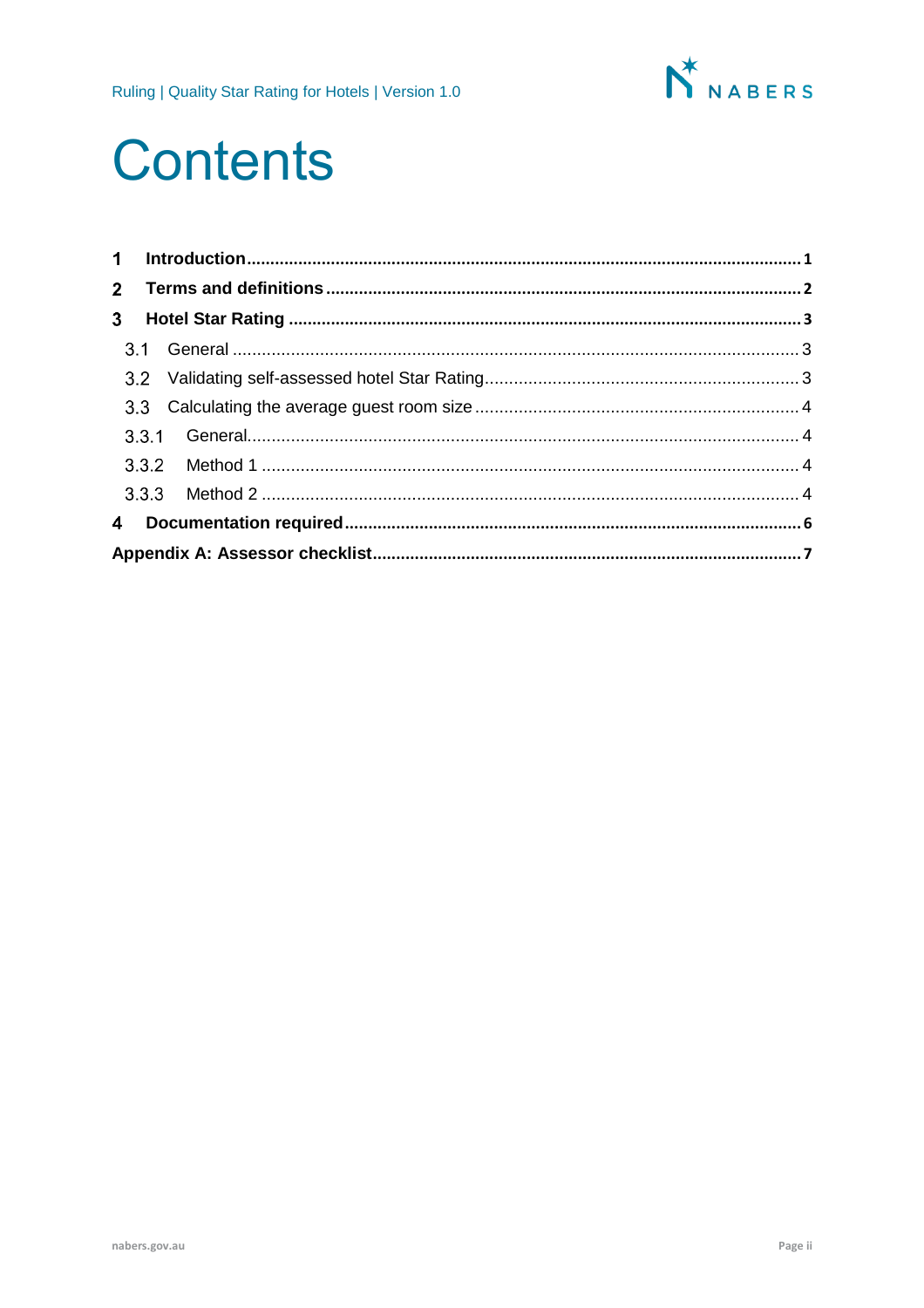# Contents

1 **Introduction** ..... 1
2 **Terms and definitions** ..... 2
3 **Hotel Star Rating** ..... 3
  3.1 General ..... 3
  3.2 Validating self-assessed hotel Star Rating ..... 3
  3.3 Calculating the average guest room size ..... 4
  3.3.1 General ..... 4
  3.3.2 Method 1 ..... 4
  3.3.3 Method 2 ..... 4
4 **Documentation required** ..... 6
**Appendix A: Assessor checklist** ..... 7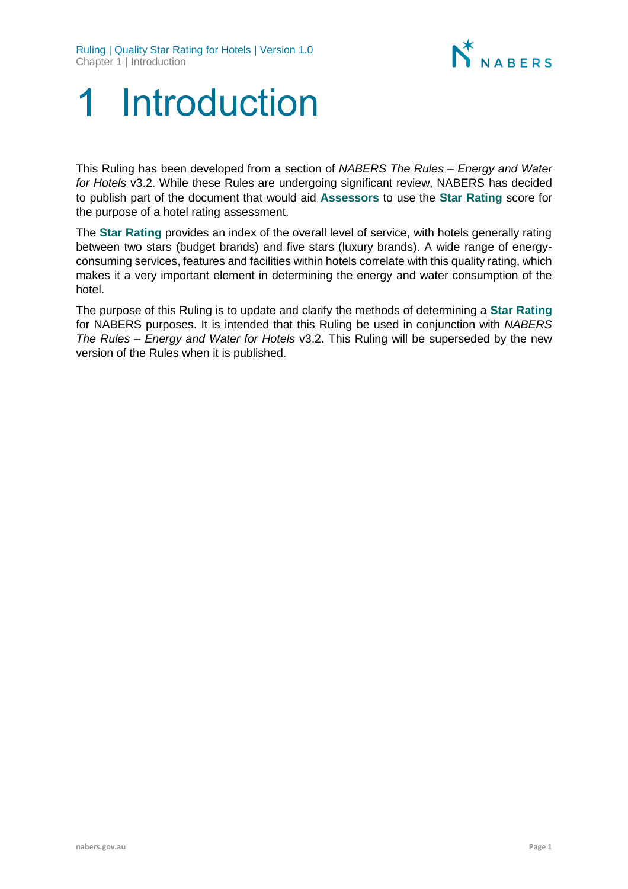# 1 Introduction

This Ruling has been developed from a section of *NABERS The Rules – Energy and Water for Hotels* v3.2. While these Rules are undergoing significant review, NABERS has decided to publish part of the document that would aid **Assessors** to use the **Star Rating** score for the purpose of a hotel rating assessment.

The **Star Rating** provides an index of the overall level of service, with hotels generally rating between two stars (budget brands) and five stars (luxury brands). A wide range of energy-consuming services, features and facilities within hotels correlate with this quality rating, which makes it a very important element in determining the energy and water consumption of the hotel.

The purpose of this Ruling is to update and clarify the methods of determining a **Star Rating** for NABERS purposes. It is intended that this Ruling be used in conjunction with *NABERS The Rules – Energy and Water for Hotels* v3.2. This Ruling will be superseded by the new version of the Rules when it is published.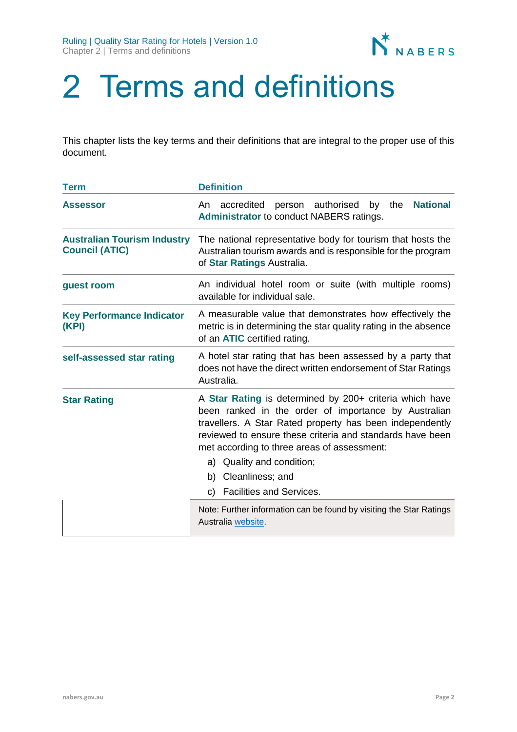# 2 Terms and definitions

This chapter lists the key terms and their definitions that are integral to the proper use of this document.

| Term | Definition |
| --- | --- |
| **Assessor** | An accredited person authorised by the **National Administrator** to conduct NABERS ratings. |
| **Australian Tourism Industry Council (ATIC)** | The national representative body for tourism that hosts the Australian tourism awards and is responsible for the program of **Star Ratings** Australia. |
| **guest room** | An individual hotel room or suite (with multiple rooms) available for individual sale. |
| **Key Performance Indicator (KPI)** | A measurable value that demonstrates how effectively the metric is in determining the star quality rating in the absence of an **ATIC** certified rating. |
| **self-assessed star rating** | A hotel star rating that has been assessed by a party that does not have the direct written endorsement of Star Ratings Australia. |
| **Star Rating** | A **Star Rating** is determined by 200+ criteria which have been ranked in the order of importance by Australian travellers. A Star Rated property has been independently reviewed to ensure these criteria and standards have been met according to three areas of assessment:<br>a) Quality and condition;<br>b) Cleanliness; and<br>c) Facilities and Services.<br><br>Note: Further information can be found by visiting the Star Ratings Australia website. |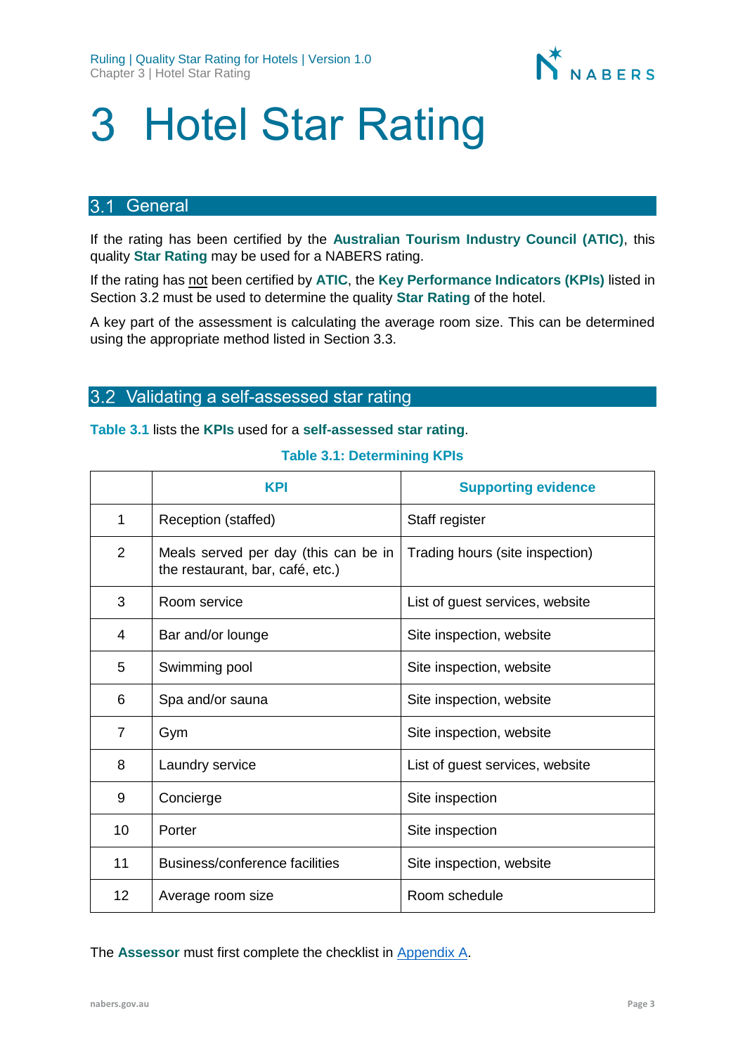# 3 Hotel Star Rating

## 3.1 General

If the rating has been certified by the **Australian Tourism Industry Council (ATIC)**, this quality **Star Rating** may be used for a NABERS rating.

If the rating has not been certified by **ATIC**, the **Key Performance Indicators (KPIs)** listed in Section 3.2 must be used to determine the quality **Star Rating** of the hotel.

A key part of the assessment is calculating the average room size. This can be determined using the appropriate method listed in Section 3.3.

## 3.2 Validating a self-assessed star rating

**Table 3.1** lists the **KPIs** used for a **self-assessed star rating**.

**Table 3.1: Determining KPIs**

| | KPI | Supporting evidence |
|---|---|---|
| 1 | Reception (staffed) | Staff register |
| 2 | Meals served per day (this can be in the restaurant, bar, café, etc.) | Trading hours (site inspection) |
| 3 | Room service | List of guest services, website |
| 4 | Bar and/or lounge | Site inspection, website |
| 5 | Swimming pool | Site inspection, website |
| 6 | Spa and/or sauna | Site inspection, website |
| 7 | Gym | Site inspection, website |
| 8 | Laundry service | List of guest services, website |
| 9 | Concierge | Site inspection |
| 10 | Porter | Site inspection |
| 11 | Business/conference facilities | Site inspection, website |
| 12 | Average room size | Room schedule |

The **Assessor** must first complete the checklist in Appendix A.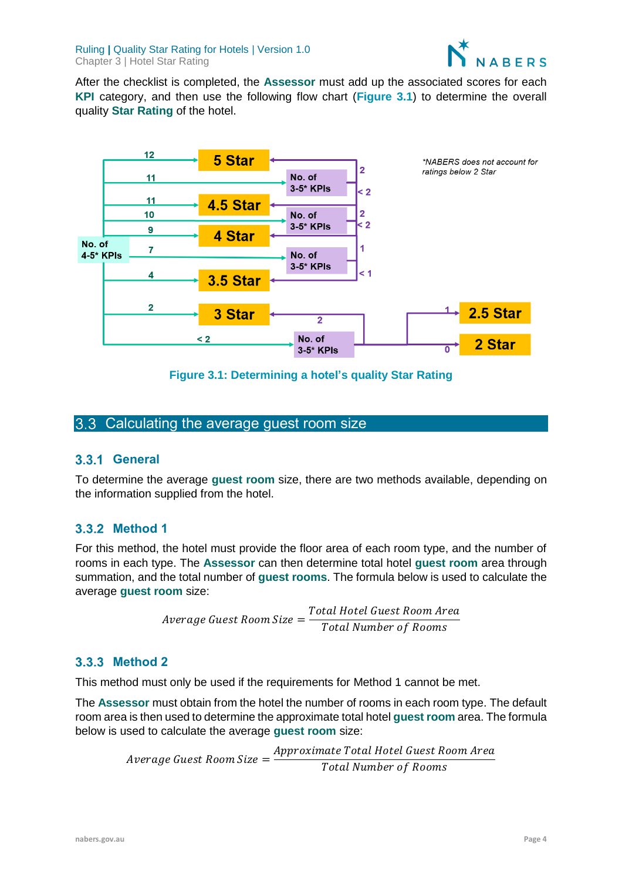After the checklist is completed, the **Assessor** must add up the associated scores for each **KPI** category, and then use the following flow chart (**Figure 3.1**) to determine the overall quality **Star Rating** of the hotel.

**Figure 3.1: Determining a hotel's quality Star Rating**

## 3.3 Calculating the average guest room size

### 3.3.1 General

To determine the average **guest room** size, there are two methods available, depending on the information supplied from the hotel.

### 3.3.2 Method 1

For this method, the hotel must provide the floor area of each room type, and the number of rooms in each type. The **Assessor** can then determine total hotel **guest room** area through summation, and the total number of **guest rooms**. The formula below is used to calculate the average **guest room** size:

$$Average\ Guest\ Room\ Size = \frac{Total\ Hotel\ Guest\ Room\ Area}{Total\ Number\ of\ Rooms}$$

### 3.3.3 Method 2

This method must only be used if the requirements for Method 1 cannot be met.

The **Assessor** must obtain from the hotel the number of rooms in each room type. The default room area is then used to determine the approximate total hotel **guest room** area. The formula below is used to calculate the average **guest room** size:

$$Average\ Guest\ Room\ Size = \frac{Approximate\ Total\ Hotel\ Guest\ Room\ Area}{Total\ Number\ of\ Rooms}$$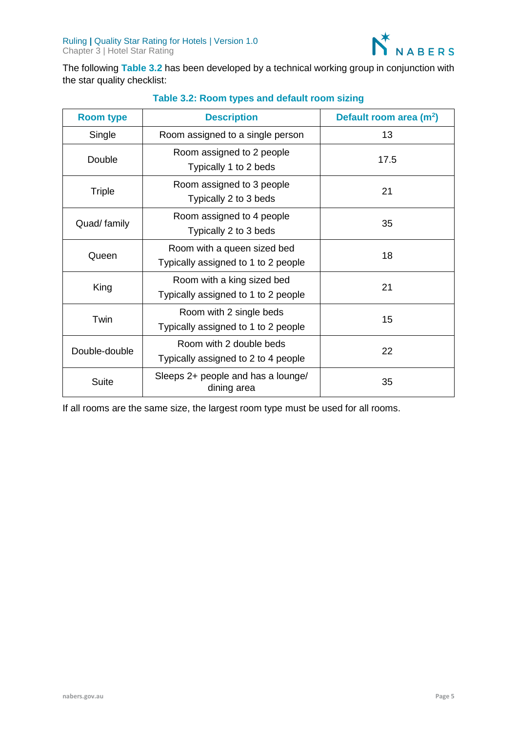The following **Table 3.2** has been developed by a technical working group in conjunction with the star quality checklist:

**Table 3.2: Room types and default room sizing**

| Room type | Description | Default room area ($m^2$) |
|---|---|---|
| Single | Room assigned to a single person | 13 |
| Double | Room assigned to 2 people<br>Typically 1 to 2 beds | 17.5 |
| Triple | Room assigned to 3 people<br>Typically 2 to 3 beds | 21 |
| Quad/ family | Room assigned to 4 people<br>Typically 2 to 3 beds | 35 |
| Queen | Room with a queen sized bed<br>Typically assigned to 1 to 2 people | 18 |
| King | Room with a king sized bed<br>Typically assigned to 1 to 2 people | 21 |
| Twin | Room with 2 single beds<br>Typically assigned to 1 to 2 people | 15 |
| Double-double | Room with 2 double beds<br>Typically assigned to 2 to 4 people | 22 |
| Suite | Sleeps 2+ people and has a lounge/ dining area | 35 |

If all rooms are the same size, the largest room type must be used for all rooms.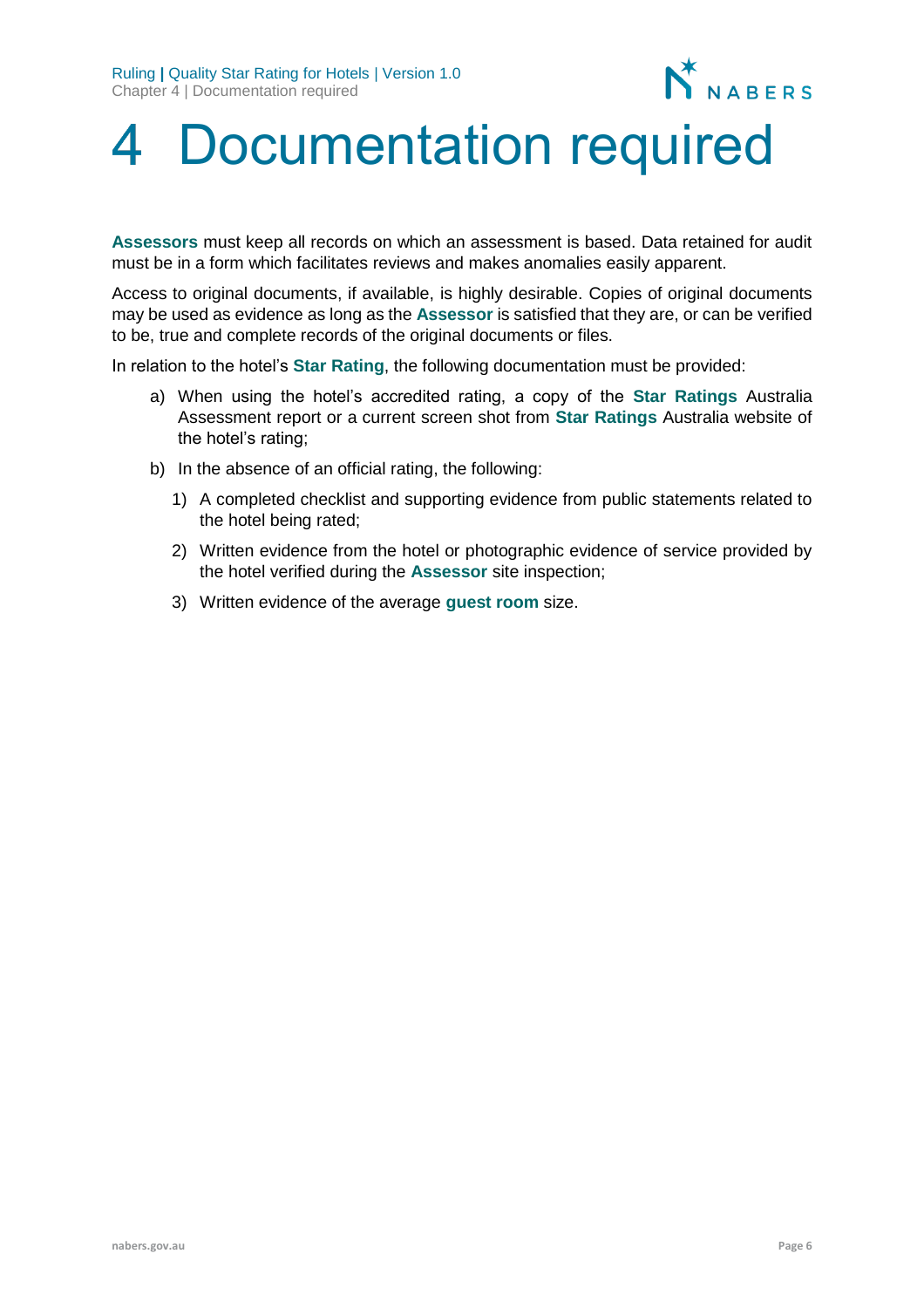# 4 Documentation required

**Assessors** must keep all records on which an assessment is based. Data retained for audit must be in a form which facilitates reviews and makes anomalies easily apparent.

Access to original documents, if available, is highly desirable. Copies of original documents may be used as evidence as long as the **Assessor** is satisfied that they are, or can be verified to be, true and complete records of the original documents or files.

In relation to the hotel's **Star Rating**, the following documentation must be provided:

a) When using the hotel's accredited rating, a copy of the **Star Ratings** Australia Assessment report or a current screen shot from **Star Ratings** Australia website of the hotel's rating;

b) In the absence of an official rating, the following:

   1) A completed checklist and supporting evidence from public statements related to the hotel being rated;

   2) Written evidence from the hotel or photographic evidence of service provided by the hotel verified during the **Assessor** site inspection;

   3) Written evidence of the average **guest room** size.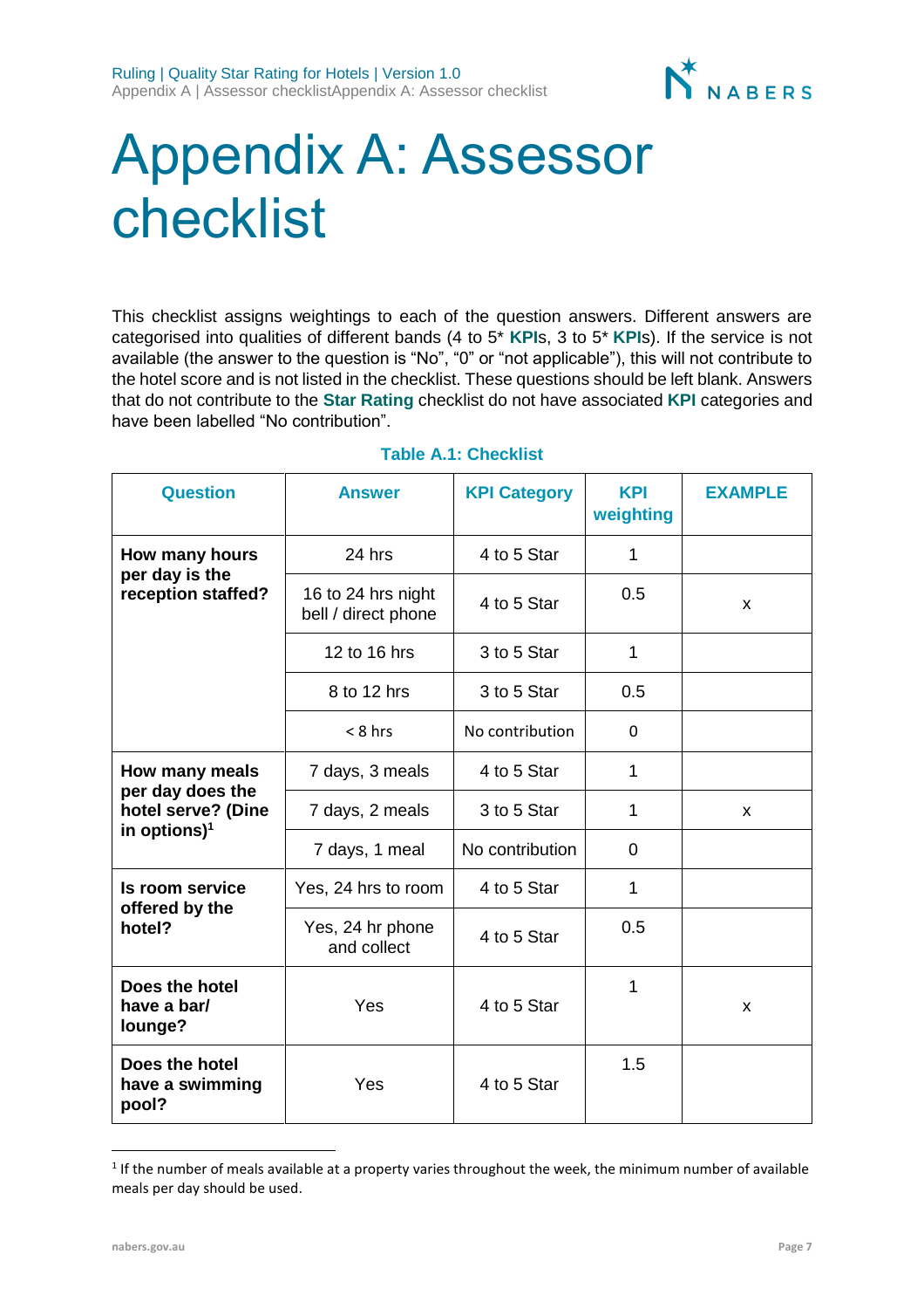# Appendix A: Assessor checklist

This checklist assigns weightings to each of the question answers. Different answers are categorised into qualities of different bands (4 to 5* **KPI**s, 3 to 5* **KPI**s). If the service is not available (the answer to the question is "No", "0" or "not applicable"), this will not contribute to the hotel score and is not listed in the checklist. These questions should be left blank. Answers that do not contribute to the **Star Rating** checklist do not have associated **KPI** categories and have been labelled "No contribution".

**Table A.1: Checklist**

| Question | Answer | KPI Category | KPI weighting | EXAMPLE |
|---|---|---|---|---|
| **How many hours per day is the reception staffed?** | 24 hrs | 4 to 5 Star | 1 | |
| | 16 to 24 hrs night bell / direct phone | 4 to 5 Star | 0.5 | x |
| | 12 to 16 hrs | 3 to 5 Star | 1 | |
| | 8 to 12 hrs | 3 to 5 Star | 0.5 | |
| | < 8 hrs | No contribution | 0 | |
| **How many meals per day does the hotel serve? (Dine in options)[1]** | 7 days, 3 meals | 4 to 5 Star | 1 | |
| | 7 days, 2 meals | 3 to 5 Star | 1 | x |
| | 7 days, 1 meal | No contribution | 0 | |
| **Is room service offered by the hotel?** | Yes, 24 hrs to room | 4 to 5 Star | 1 | |
| | Yes, 24 hr phone and collect | 4 to 5 Star | 0.5 | |
| **Does the hotel have a bar/ lounge?** | Yes | 4 to 5 Star | 1 | x |
| **Does the hotel have a swimming pool?** | Yes | 4 to 5 Star | 1.5 | |

[1] If the number of meals available at a property varies throughout the week, the minimum number of available meals per day should be used.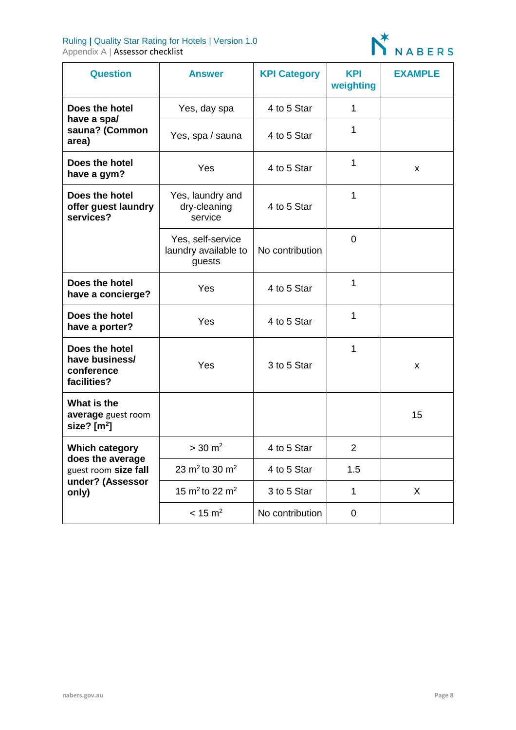| Question | Answer | KPI Category | KPI weighting | EXAMPLE |
|---|---|---|---|---|
| **Does the hotel have a spa/ sauna? (Common area)** | Yes, day spa | 4 to 5 Star | 1 | |
| | Yes, spa / sauna | 4 to 5 Star | 1 | |
| **Does the hotel have a gym?** | Yes | 4 to 5 Star | 1 | x |
| **Does the hotel offer guest laundry services?** | Yes, laundry and dry-cleaning service | 4 to 5 Star | 1 | |
| | Yes, self-service laundry available to guests | No contribution | 0 | |
| **Does the hotel have a concierge?** | Yes | 4 to 5 Star | 1 | |
| **Does the hotel have a porter?** | Yes | 4 to 5 Star | 1 | |
| **Does the hotel have business/ conference facilities?** | Yes | 3 to 5 Star | 1 | x |
| **What is the average** guest room **size? [m²]** | | | | 15 |
| **Which category does the average** guest room **size fall under? (Assessor only)** | > 30 $m^2$ | 4 to 5 Star | 2 | |
| | 23 $m^2$ to 30 $m^2$ | 4 to 5 Star | 1.5 | |
| | 15 $m^2$ to 22 $m^2$ | 3 to 5 Star | 1 | X |
| | < 15 $m^2$ | No contribution | 0 | |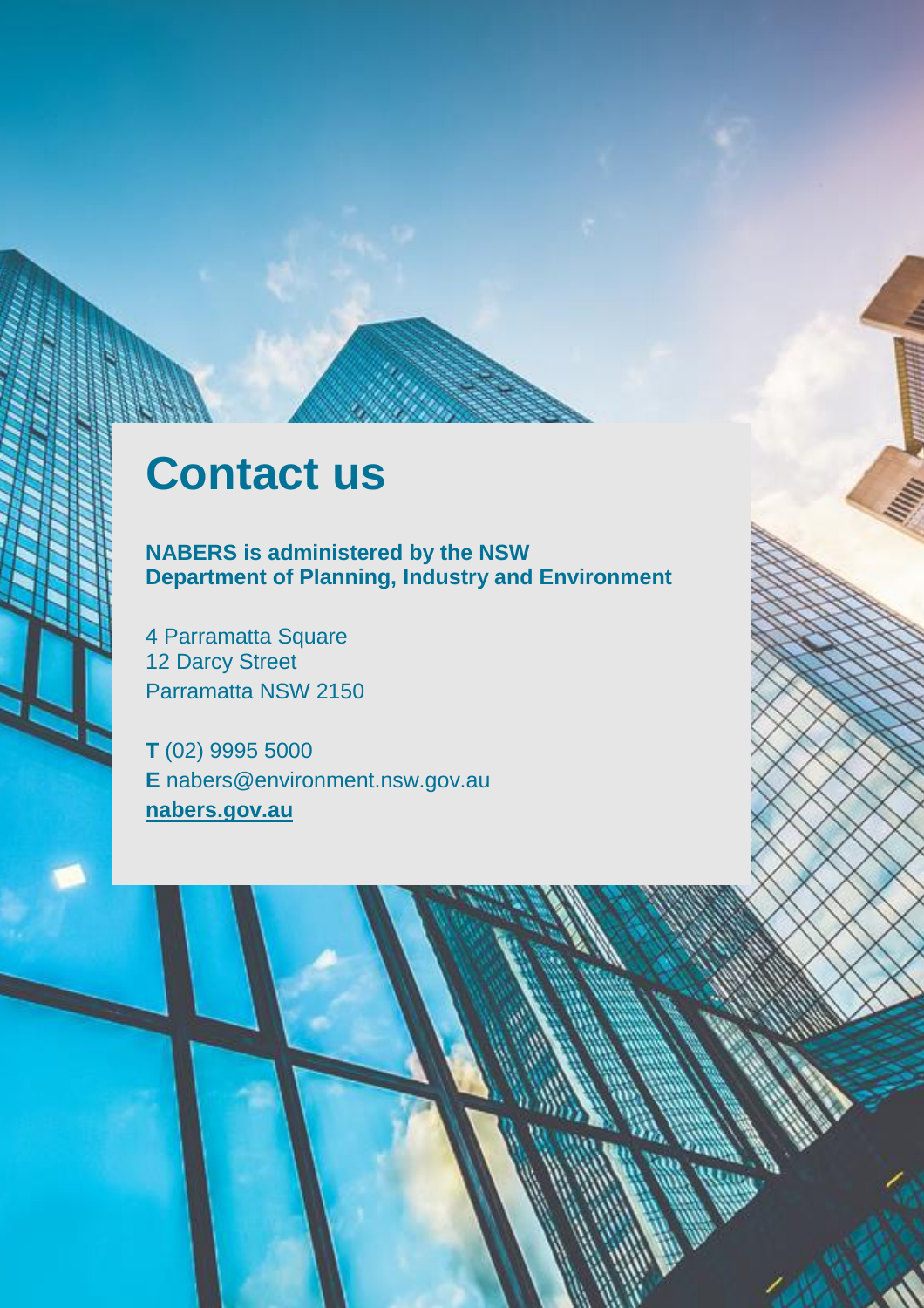# Contact us

**NABERS is administered by the NSW Department of Planning, Industry and Environment**

4 Parramatta Square
12 Darcy Street
Parramatta NSW 2150

**T** (02) 9995 5000
**E** nabers@environment.nsw.gov.au
**nabers.gov.au**